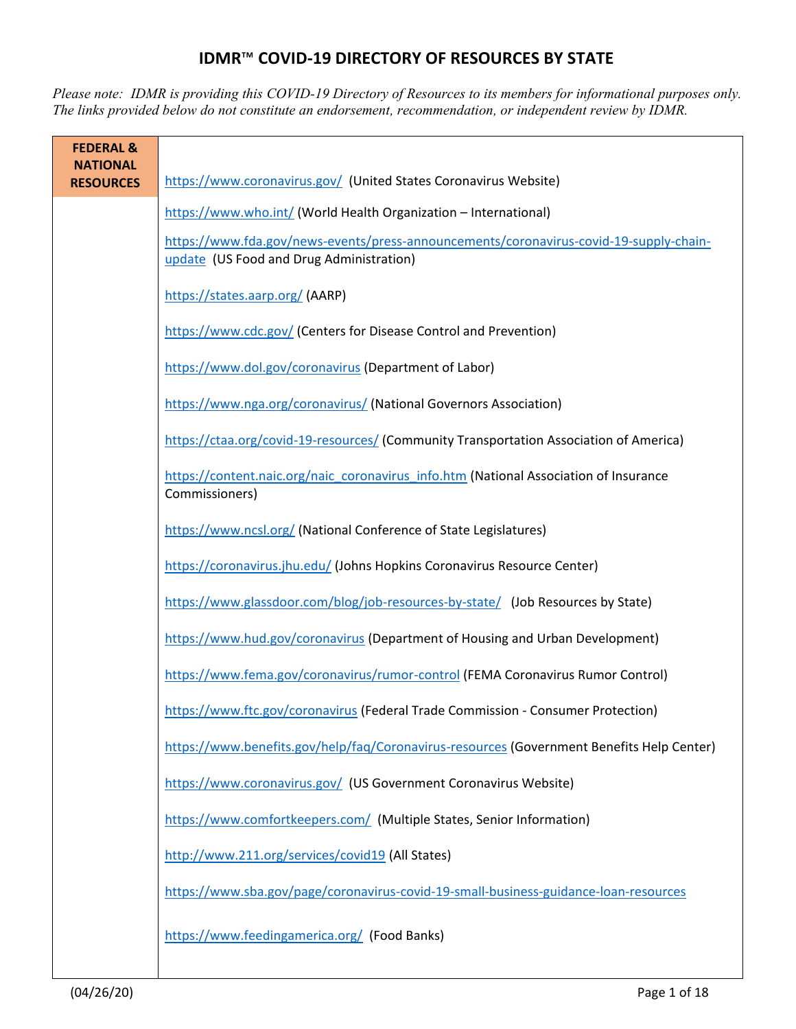# IDMR™ COVID-19 DIRECTORY OF RESOURCES BY STATE

*Please note: IDMR is providing this COVID-19 Directory of Resources to its members for informational purposes only. The links provided below do not constitute an endorsement, recommendation, or independent review by IDMR.*

| **FEDERAL & NATIONAL RESOURCES** | |
|---|---|
| | https://www.coronavirus.gov/ (United States Coronavirus Website) |
| | https://www.who.int/ (World Health Organization – International) |
| | https://www.fda.gov/news-events/press-announcements/coronavirus-covid-19-supply-chain-update (US Food and Drug Administration) |
| | https://states.aarp.org/ (AARP) |
| | https://www.cdc.gov/ (Centers for Disease Control and Prevention) |
| | https://www.dol.gov/coronavirus (Department of Labor) |
| | https://www.nga.org/coronavirus/ (National Governors Association) |
| | https://ctaa.org/covid-19-resources/ (Community Transportation Association of America) |
| | https://content.naic.org/naic_coronavirus_info.htm (National Association of Insurance Commissioners) |
| | https://www.ncsl.org/ (National Conference of State Legislatures) |
| | https://coronavirus.jhu.edu/ (Johns Hopkins Coronavirus Resource Center) |
| | https://www.glassdoor.com/blog/job-resources-by-state/ (Job Resources by State) |
| | https://www.hud.gov/coronavirus (Department of Housing and Urban Development) |
| | https://www.fema.gov/coronavirus/rumor-control (FEMA Coronavirus Rumor Control) |
| | https://www.ftc.gov/coronavirus (Federal Trade Commission - Consumer Protection) |
| | https://www.benefits.gov/help/faq/Coronavirus-resources (Government Benefits Help Center) |
| | https://www.coronavirus.gov/ (US Government Coronavirus Website) |
| | https://www.comfortkeepers.com/ (Multiple States, Senior Information) |
| | http://www.211.org/services/covid19 (All States) |
| | https://www.sba.gov/page/coronavirus-covid-19-small-business-guidance-loan-resources |
| | https://www.feedingamerica.org/ (Food Banks) |

(04/26/20)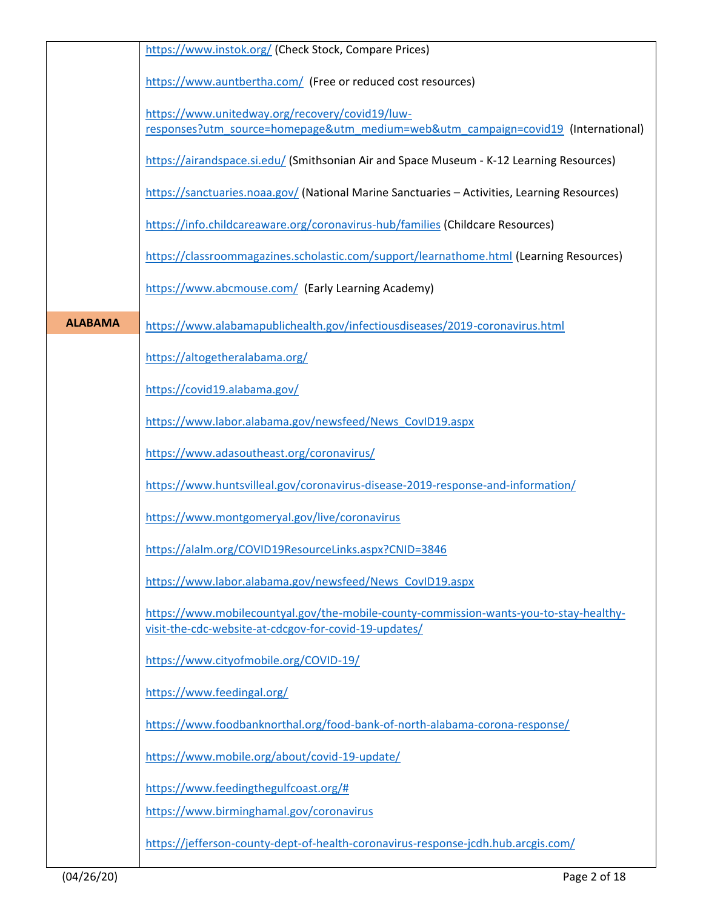| | |
|---|---|
| | https://www.instok.org/ (Check Stock, Compare Prices)<br><br>https://www.auntbertha.com/ (Free or reduced cost resources)<br><br>https://www.unitedway.org/recovery/covid19/luw-responses?utm_source=homepage&utm_medium=web&utm_campaign=covid19 (International)<br><br>https://airandspace.si.edu/ (Smithsonian Air and Space Museum - K-12 Learning Resources)<br><br>https://sanctuaries.noaa.gov/ (National Marine Sanctuaries – Activities, Learning Resources)<br><br>https://info.childcareaware.org/coronavirus-hub/families (Childcare Resources)<br><br>https://classroommagazines.scholastic.com/support/learnathome.html (Learning Resources)<br><br>https://www.abcmouse.com/ (Early Learning Academy) |
| **ALABAMA** | https://www.alabamapublichealth.gov/infectiousdiseases/2019-coronavirus.html<br><br>https://altogetheralabama.org/<br><br>https://covid19.alabama.gov/<br><br>https://www.labor.alabama.gov/newsfeed/News_CovID19.aspx<br><br>https://www.adasoutheast.org/coronavirus/<br><br>https://www.huntsvilleal.gov/coronavirus-disease-2019-response-and-information/<br><br>https://www.montgomeryal.gov/live/coronavirus<br><br>https://alalm.org/COVID19ResourceLinks.aspx?CNID=3846<br><br>https://www.labor.alabama.gov/newsfeed/News_CovID19.aspx<br><br>https://www.mobilecountyal.gov/the-mobile-county-commission-wants-you-to-stay-healthy-visit-the-cdc-website-at-cdcgov-for-covid-19-updates/<br><br>https://www.cityofmobile.org/COVID-19/<br><br>https://www.feedingal.org/<br><br>https://www.foodbanknorthal.org/food-bank-of-north-alabama-corona-response/<br><br>https://www.mobile.org/about/covid-19-update/<br><br>https://www.feedingthegulfcoast.org/#<br>https://www.birminghamal.gov/coronavirus<br><br>https://jefferson-county-dept-of-health-coronavirus-response-jcdh.hub.arcgis.com/ |

(04/26/20)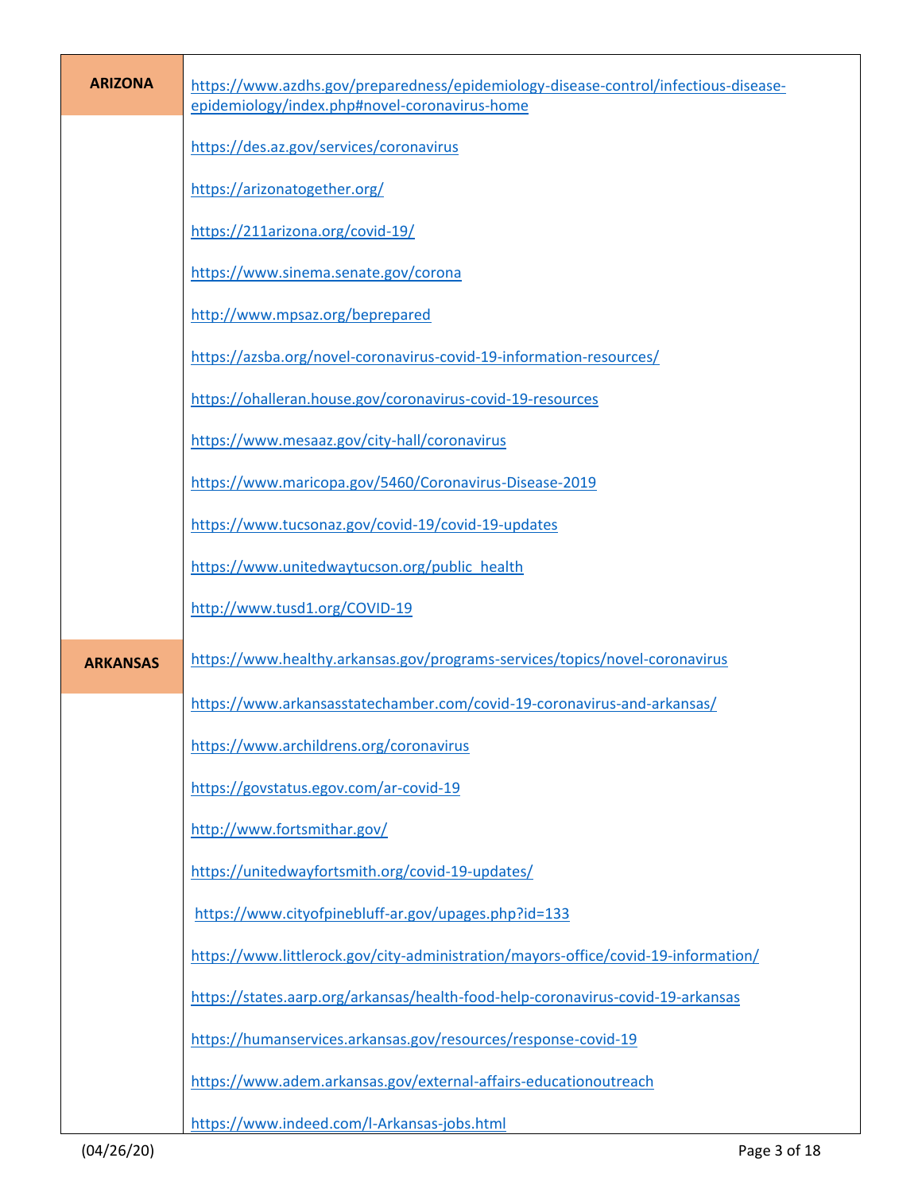| | |
|---|---|
| **ARIZONA** | https://www.azdhs.gov/preparedness/epidemiology-disease-control/infectious-disease-epidemiology/index.php#novel-coronavirus-home |
| | https://des.az.gov/services/coronavirus |
| | https://arizonatogether.org/ |
| | https://211arizona.org/covid-19/ |
| | https://www.sinema.senate.gov/corona |
| | http://www.mpsaz.org/beprepared |
| | https://azsba.org/novel-coronavirus-covid-19-information-resources/ |
| | https://ohalleran.house.gov/coronavirus-covid-19-resources |
| | https://www.mesaaz.gov/city-hall/coronavirus |
| | https://www.maricopa.gov/5460/Coronavirus-Disease-2019 |
| | https://www.tucsonaz.gov/covid-19/covid-19-updates |
| | https://www.unitedwaytucson.org/public_health |
| | http://www.tusd1.org/COVID-19 |
| **ARKANSAS** | https://www.healthy.arkansas.gov/programs-services/topics/novel-coronavirus |
| | https://www.arkansasstatechamber.com/covid-19-coronavirus-and-arkansas/ |
| | https://www.archildrens.org/coronavirus |
| | https://govstatus.egov.com/ar-covid-19 |
| | http://www.fortsmithar.gov/ |
| | https://unitedwayfortsmith.org/covid-19-updates/ |
| | https://www.cityofpinebluff-ar.gov/upages.php?id=133 |
| | https://www.littlerock.gov/city-administration/mayors-office/covid-19-information/ |
| | https://states.aarp.org/arkansas/health-food-help-coronavirus-covid-19-arkansas |
| | https://humanservices.arkansas.gov/resources/response-covid-19 |
| | https://www.adem.arkansas.gov/external-affairs-educationoutreach |
| | https://www.indeed.com/l-Arkansas-jobs.html |

(04/26/20)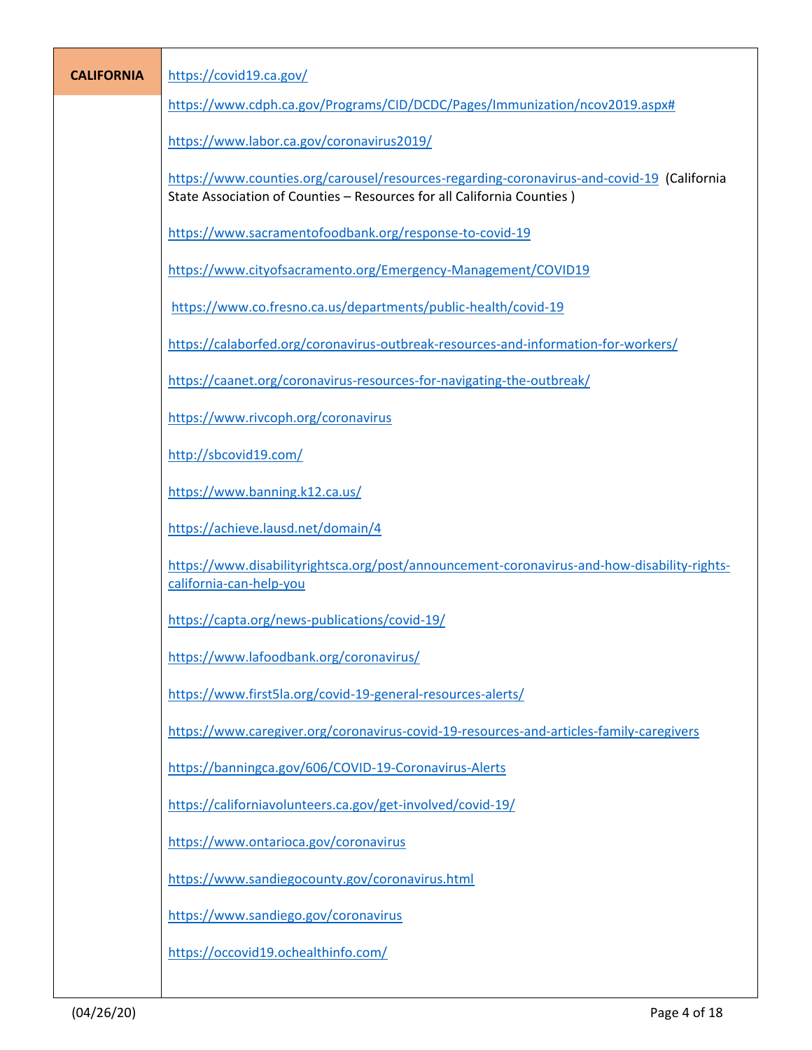| CALIFORNIA | https://covid19.ca.gov/<br><br>https://www.cdph.ca.gov/Programs/CID/DCDC/Pages/Immunization/ncov2019.aspx#<br><br>https://www.labor.ca.gov/coronavirus2019/<br><br>https://www.counties.org/carousel/resources-regarding-coronavirus-and-covid-19 (California State Association of Counties – Resources for all California Counties )<br><br>https://www.sacramentofoodbank.org/response-to-covid-19<br><br>https://www.cityofsacramento.org/Emergency-Management/COVID19<br><br>https://www.co.fresno.ca.us/departments/public-health/covid-19<br><br>https://calaborfed.org/coronavirus-outbreak-resources-and-information-for-workers/<br><br>https://caanet.org/coronavirus-resources-for-navigating-the-outbreak/<br><br>https://www.rivcoph.org/coronavirus<br><br>http://sbcovid19.com/<br><br>https://www.banning.k12.ca.us/<br><br>https://achieve.lausd.net/domain/4<br><br>https://www.disabilityrightsca.org/post/announcement-coronavirus-and-how-disability-rights-california-can-help-you<br><br>https://capta.org/news-publications/covid-19/<br><br>https://www.lafoodbank.org/coronavirus/<br><br>https://www.first5la.org/covid-19-general-resources-alerts/<br><br>https://www.caregiver.org/coronavirus-covid-19-resources-and-articles-family-caregivers<br><br>https://banningca.gov/606/COVID-19-Coronavirus-Alerts<br><br>https://californiavolunteers.ca.gov/get-involved/covid-19/<br><br>https://www.ontarioca.gov/coronavirus<br><br>https://www.sandiegocounty.gov/coronavirus.html<br><br>https://www.sandiego.gov/coronavirus<br><br>https://occovid19.ochealthinfo.com/ |
|---|---|

(04/26/20)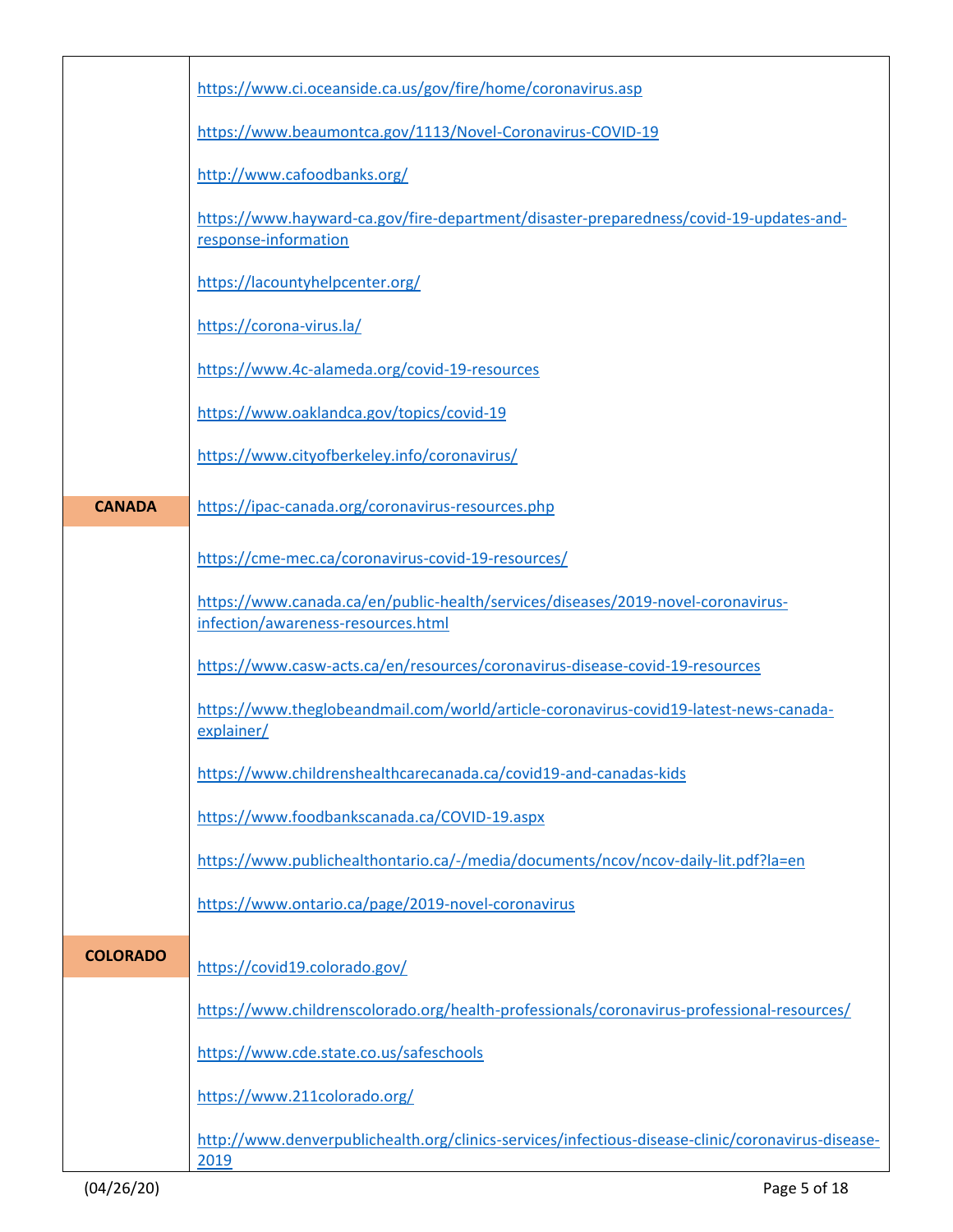| | |
|---|---|
| | https://www.ci.oceanside.ca.us/gov/fire/home/coronavirus.asp |
| | https://www.beaumontca.gov/1113/Novel-Coronavirus-COVID-19 |
| | http://www.cafoodbanks.org/ |
| | https://www.hayward-ca.gov/fire-department/disaster-preparedness/covid-19-updates-and-response-information |
| | https://lacountyhelpcenter.org/ |
| | https://corona-virus.la/ |
| | https://www.4c-alameda.org/covid-19-resources |
| | https://www.oaklandca.gov/topics/covid-19 |
| | https://www.cityofberkeley.info/coronavirus/ |
| **CANADA** | https://ipac-canada.org/coronavirus-resources.php |
| | https://cme-mec.ca/coronavirus-covid-19-resources/ |
| | https://www.canada.ca/en/public-health/services/diseases/2019-novel-coronavirus-infection/awareness-resources.html |
| | https://www.casw-acts.ca/en/resources/coronavirus-disease-covid-19-resources |
| | https://www.theglobeandmail.com/world/article-coronavirus-covid19-latest-news-canada-explainer/ |
| | https://www.childrenshealthcarecanada.ca/covid19-and-canadas-kids |
| | https://www.foodbankscanada.ca/COVID-19.aspx |
| | https://www.publichealthontario.ca/-/media/documents/ncov/ncov-daily-lit.pdf?la=en |
| | https://www.ontario.ca/page/2019-novel-coronavirus |
| **COLORADO** | https://covid19.colorado.gov/ |
| | https://www.childrenscolorado.org/health-professionals/coronavirus-professional-resources/ |
| | https://www.cde.state.co.us/safeschools |
| | https://www.211colorado.org/ |
| | http://www.denverpublichealth.org/clinics-services/infectious-disease-clinic/coronavirus-disease-2019 |

(04/26/20)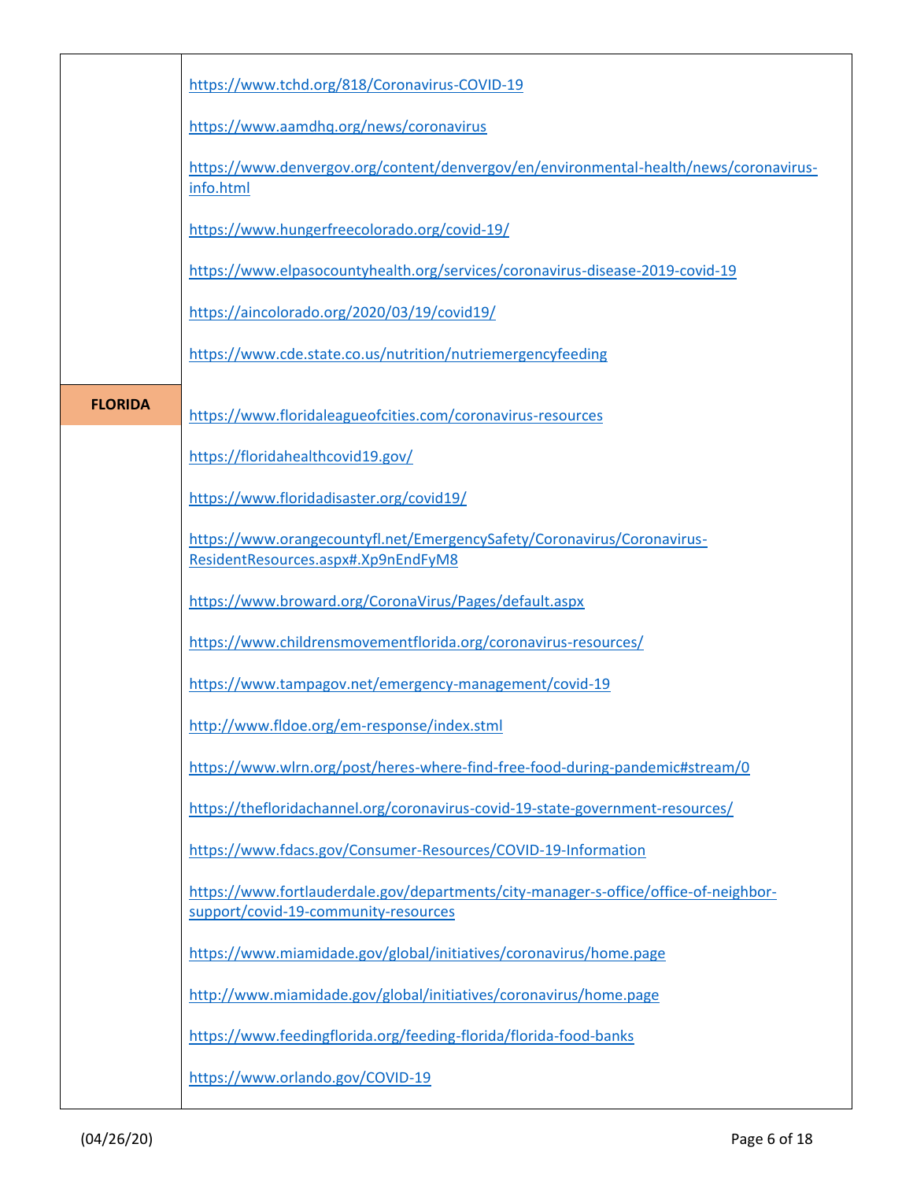| | |
|---|---|
| | https://www.tchd.org/818/Coronavirus-COVID-19 |
| | https://www.aamdhq.org/news/coronavirus |
| | https://www.denvergov.org/content/denvergov/en/environmental-health/news/coronavirus-info.html |
| | https://www.hungerfreecolorado.org/covid-19/ |
| | https://www.elpasocountyhealth.org/services/coronavirus-disease-2019-covid-19 |
| | https://aincolorado.org/2020/03/19/covid19/ |
| | https://www.cde.state.co.us/nutrition/nutriemergencyfeeding |
| **FLORIDA** | https://www.floridaleagueofcities.com/coronavirus-resources |
| | https://floridahealthcovid19.gov/ |
| | https://www.floridadisaster.org/covid19/ |
| | https://www.orangecountyfl.net/EmergencySafety/Coronavirus/Coronavirus-ResidentResources.aspx#.Xp9nEndFyM8 |
| | https://www.broward.org/CoronaVirus/Pages/default.aspx |
| | https://www.childrensmovementflorida.org/coronavirus-resources/ |
| | https://www.tampagov.net/emergency-management/covid-19 |
| | http://www.fldoe.org/em-response/index.stml |
| | https://www.wlrn.org/post/heres-where-find-free-food-during-pandemic#stream/0 |
| | https://thefloridachannel.org/coronavirus-covid-19-state-government-resources/ |
| | https://www.fdacs.gov/Consumer-Resources/COVID-19-Information |
| | https://www.fortlauderdale.gov/departments/city-manager-s-office/office-of-neighbor-support/covid-19-community-resources |
| | https://www.miamidade.gov/global/initiatives/coronavirus/home.page |
| | http://www.miamidade.gov/global/initiatives/coronavirus/home.page |
| | https://www.feedingflorida.org/feeding-florida/florida-food-banks |
| | https://www.orlando.gov/COVID-19 |

(04/26/20)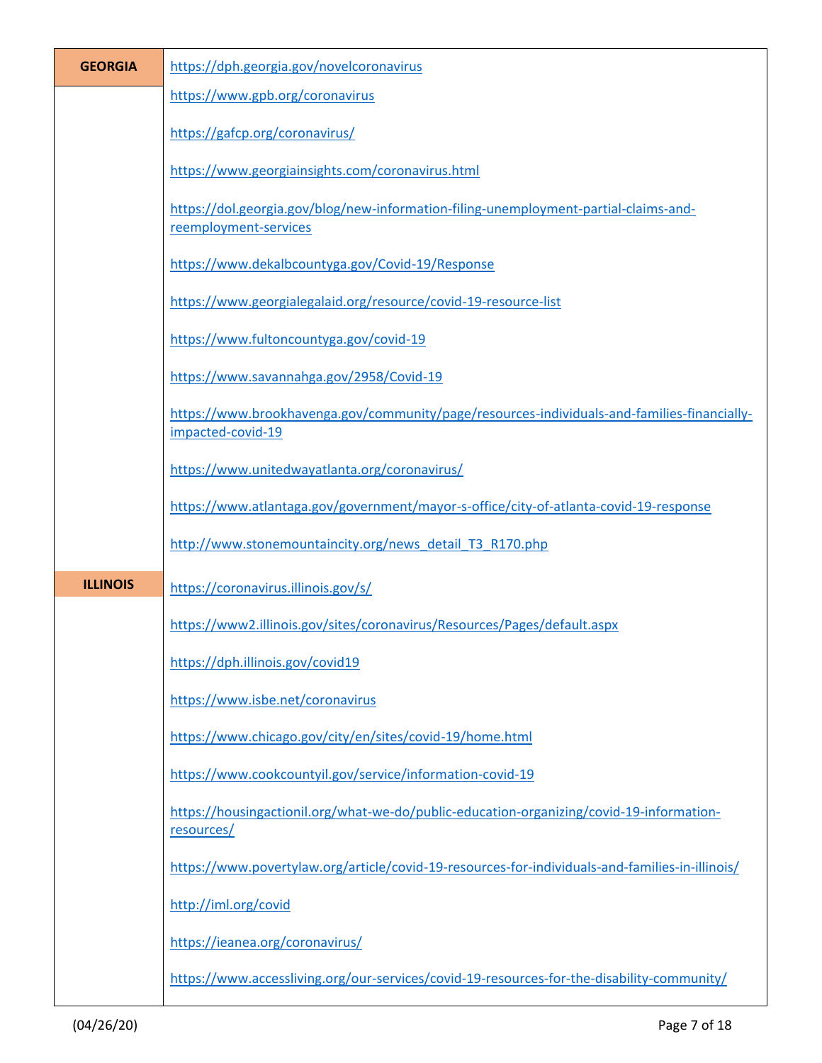| | |
|---|---|
| **GEORGIA** | https://dph.georgia.gov/novelcoronavirus<br><br>https://www.gpb.org/coronavirus<br><br>https://gafcp.org/coronavirus/<br><br>https://www.georgiainsights.com/coronavirus.html<br><br>https://dol.georgia.gov/blog/new-information-filing-unemployment-partial-claims-and-reemployment-services<br><br>https://www.dekalbcountyga.gov/Covid-19/Response<br><br>https://www.georgialegalaid.org/resource/covid-19-resource-list<br><br>https://www.fultoncountyga.gov/covid-19<br><br>https://www.savannahga.gov/2958/Covid-19<br><br>https://www.brookhavenga.gov/community/page/resources-individuals-and-families-financially-impacted-covid-19<br><br>https://www.unitedwayatlanta.org/coronavirus/<br><br>https://www.atlantaga.gov/government/mayor-s-office/city-of-atlanta-covid-19-response<br><br>http://www.stonemountaincity.org/news_detail_T3_R170.php |
| **ILLINOIS** | https://coronavirus.illinois.gov/s/<br><br>https://www2.illinois.gov/sites/coronavirus/Resources/Pages/default.aspx<br><br>https://dph.illinois.gov/covid19<br><br>https://www.isbe.net/coronavirus<br><br>https://www.chicago.gov/city/en/sites/covid-19/home.html<br><br>https://www.cookcountyil.gov/service/information-covid-19<br><br>https://housingactionil.org/what-we-do/public-education-organizing/covid-19-information-resources/<br><br>https://www.povertylaw.org/article/covid-19-resources-for-individuals-and-families-in-illinois/<br><br>http://iml.org/covid<br><br>https://ieanea.org/coronavirus/<br><br>https://www.accessliving.org/our-services/covid-19-resources-for-the-disability-community/ |

(04/26/20)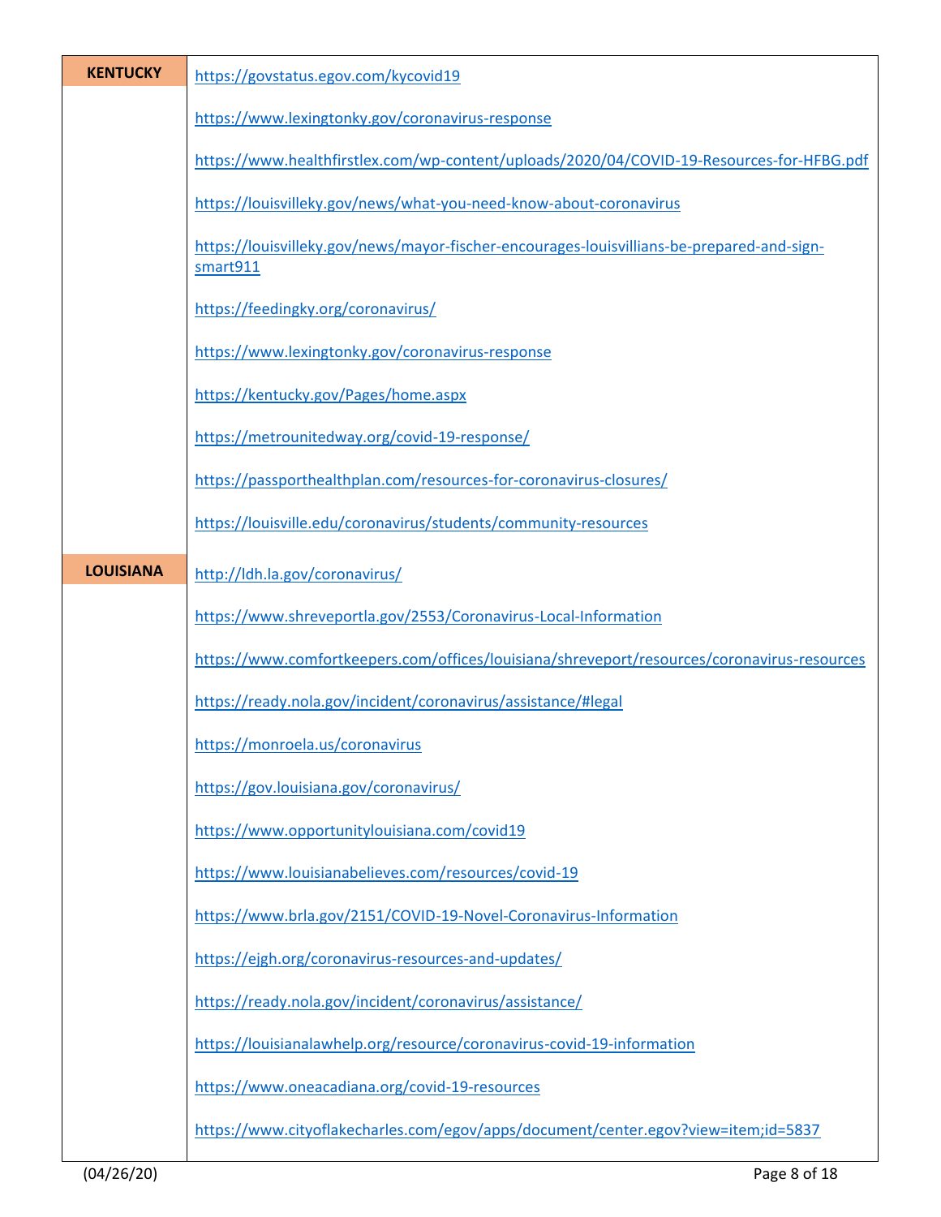| | |
|---|---|
| **KENTUCKY** | https://govstatus.egov.com/kycovid19 |
| | https://www.lexingtonky.gov/coronavirus-response |
| | https://www.healthfirstlex.com/wp-content/uploads/2020/04/COVID-19-Resources-for-HFBG.pdf |
| | https://louisvilleky.gov/news/what-you-need-know-about-coronavirus |
| | https://louisvilleky.gov/news/mayor-fischer-encourages-louisvillians-be-prepared-and-sign-smart911 |
| | https://feedingky.org/coronavirus/ |
| | https://www.lexingtonky.gov/coronavirus-response |
| | https://kentucky.gov/Pages/home.aspx |
| | https://metrounitedway.org/covid-19-response/ |
| | https://passporthealthplan.com/resources-for-coronavirus-closures/ |
| | https://louisville.edu/coronavirus/students/community-resources |
| **LOUISIANA** | http://ldh.la.gov/coronavirus/ |
| | https://www.shreveportla.gov/2553/Coronavirus-Local-Information |
| | https://www.comfortkeepers.com/offices/louisiana/shreveport/resources/coronavirus-resources |
| | https://ready.nola.gov/incident/coronavirus/assistance/#legal |
| | https://monroela.us/coronavirus |
| | https://gov.louisiana.gov/coronavirus/ |
| | https://www.opportunitylouisiana.com/covid19 |
| | https://www.louisianabelieves.com/resources/covid-19 |
| | https://www.brla.gov/2151/COVID-19-Novel-Coronavirus-Information |
| | https://ejgh.org/coronavirus-resources-and-updates/ |
| | https://ready.nola.gov/incident/coronavirus/assistance/ |
| | https://louisianalawhelp.org/resource/coronavirus-covid-19-information |
| | https://www.oneacadiana.org/covid-19-resources |
| | https://www.cityoflakecharles.com/egov/apps/document/center.egov?view=item;id=5837 |

(04/26/20)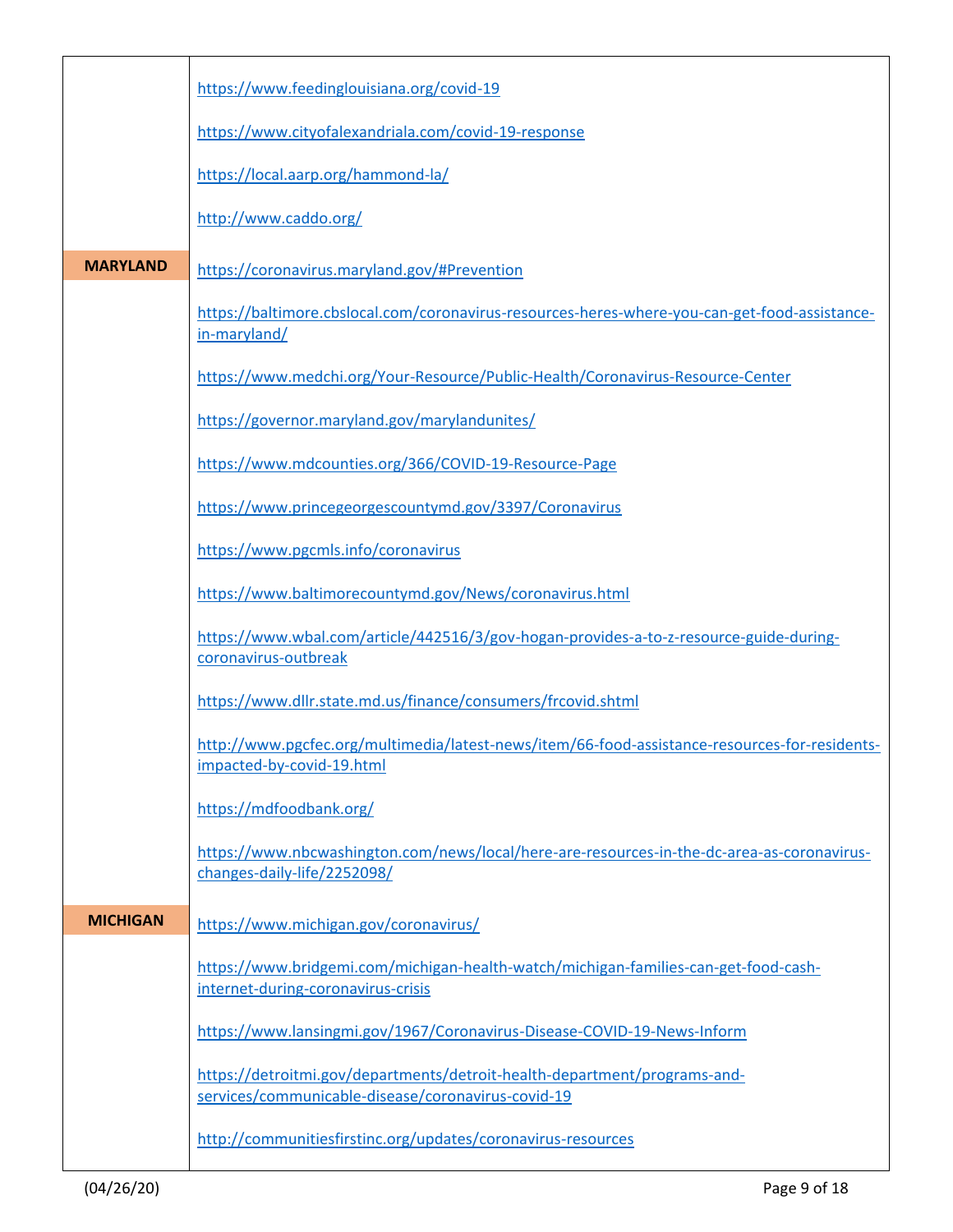| | |
|---|---|
| | https://www.feedinglouisiana.org/covid-19 |
| | https://www.cityofalexandriala.com/covid-19-response |
| | https://local.aarp.org/hammond-la/ |
| | http://www.caddo.org/ |
| **MARYLAND** | https://coronavirus.maryland.gov/#Prevention |
| | https://baltimore.cbslocal.com/coronavirus-resources-heres-where-you-can-get-food-assistance-in-maryland/ |
| | https://www.medchi.org/Your-Resource/Public-Health/Coronavirus-Resource-Center |
| | https://governor.maryland.gov/marylandunites/ |
| | https://www.mdcounties.org/366/COVID-19-Resource-Page |
| | https://www.princegeorgescountymd.gov/3397/Coronavirus |
| | https://www.pgcmls.info/coronavirus |
| | https://www.baltimorecountymd.gov/News/coronavirus.html |
| | https://www.wbal.com/article/442516/3/gov-hogan-provides-a-to-z-resource-guide-during-coronavirus-outbreak |
| | https://www.dllr.state.md.us/finance/consumers/frcovid.shtml |
| | http://www.pgcfec.org/multimedia/latest-news/item/66-food-assistance-resources-for-residents-impacted-by-covid-19.html |
| | https://mdfoodbank.org/ |
| | https://www.nbcwashington.com/news/local/here-are-resources-in-the-dc-area-as-coronavirus-changes-daily-life/2252098/ |
| **MICHIGAN** | https://www.michigan.gov/coronavirus/ |
| | https://www.bridgemi.com/michigan-health-watch/michigan-families-can-get-food-cash-internet-during-coronavirus-crisis |
| | https://www.lansingmi.gov/1967/Coronavirus-Disease-COVID-19-News-Inform |
| | https://detroitmi.gov/departments/detroit-health-department/programs-and-services/communicable-disease/coronavirus-covid-19 |
| | http://communitiesfirstinc.org/updates/coronavirus-resources |

(04/26/20)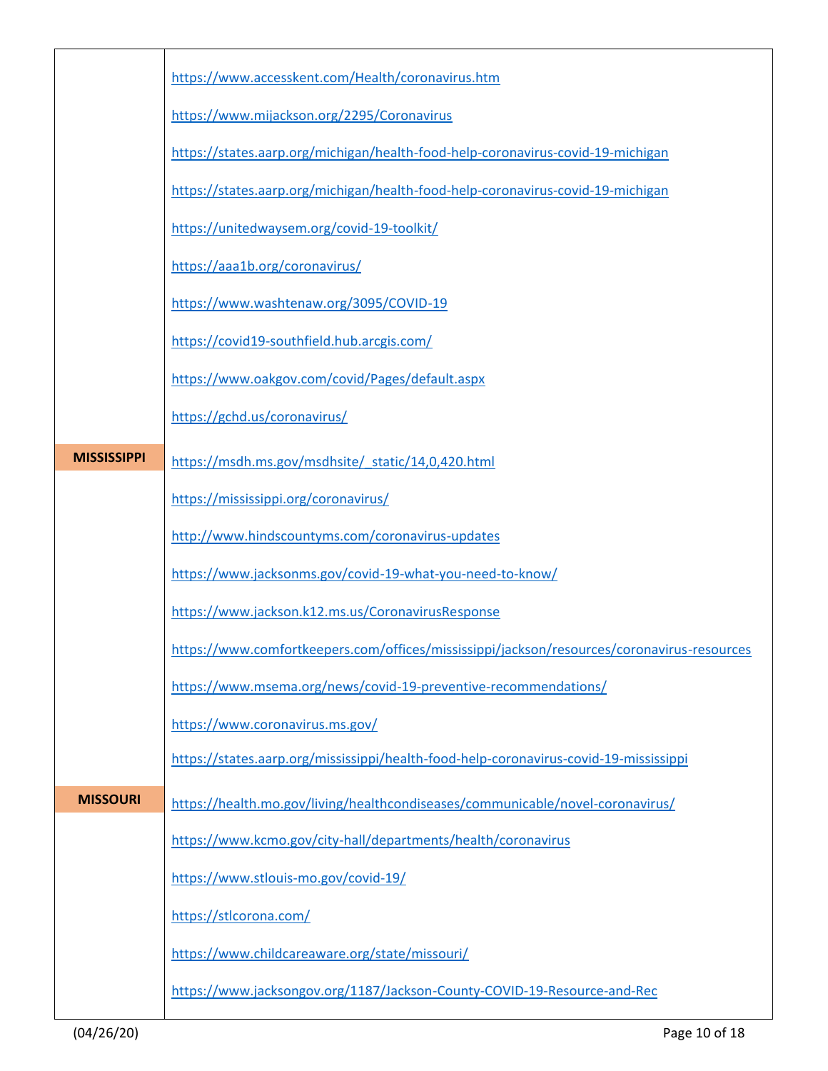| | |
|---|---|
| | https://www.accesskent.com/Health/coronavirus.htm |
| | https://www.mijackson.org/2295/Coronavirus |
| | https://states.aarp.org/michigan/health-food-help-coronavirus-covid-19-michigan |
| | https://states.aarp.org/michigan/health-food-help-coronavirus-covid-19-michigan |
| | https://unitedwaysem.org/covid-19-toolkit/ |
| | https://aaa1b.org/coronavirus/ |
| | https://www.washtenaw.org/3095/COVID-19 |
| | https://covid19-southfield.hub.arcgis.com/ |
| | https://www.oakgov.com/covid/Pages/default.aspx |
| | https://gchd.us/coronavirus/ |
| **MISSISSIPPI** | https://msdh.ms.gov/msdhsite/_static/14,0,420.html |
| | https://mississippi.org/coronavirus/ |
| | http://www.hindscountyms.com/coronavirus-updates |
| | https://www.jacksonms.gov/covid-19-what-you-need-to-know/ |
| | https://www.jackson.k12.ms.us/CoronavirusResponse |
| | https://www.comfortkeepers.com/offices/mississippi/jackson/resources/coronavirus-resources |
| | https://www.msema.org/news/covid-19-preventive-recommendations/ |
| | https://www.coronavirus.ms.gov/ |
| | https://states.aarp.org/mississippi/health-food-help-coronavirus-covid-19-mississippi |
| **MISSOURI** | https://health.mo.gov/living/healthcondiseases/communicable/novel-coronavirus/ |
| | https://www.kcmo.gov/city-hall/departments/health/coronavirus |
| | https://www.stlouis-mo.gov/covid-19/ |
| | https://stlcorona.com/ |
| | https://www.childcareaware.org/state/missouri/ |
| | https://www.jacksongov.org/1187/Jackson-County-COVID-19-Resource-and-Rec |

(04/26/20)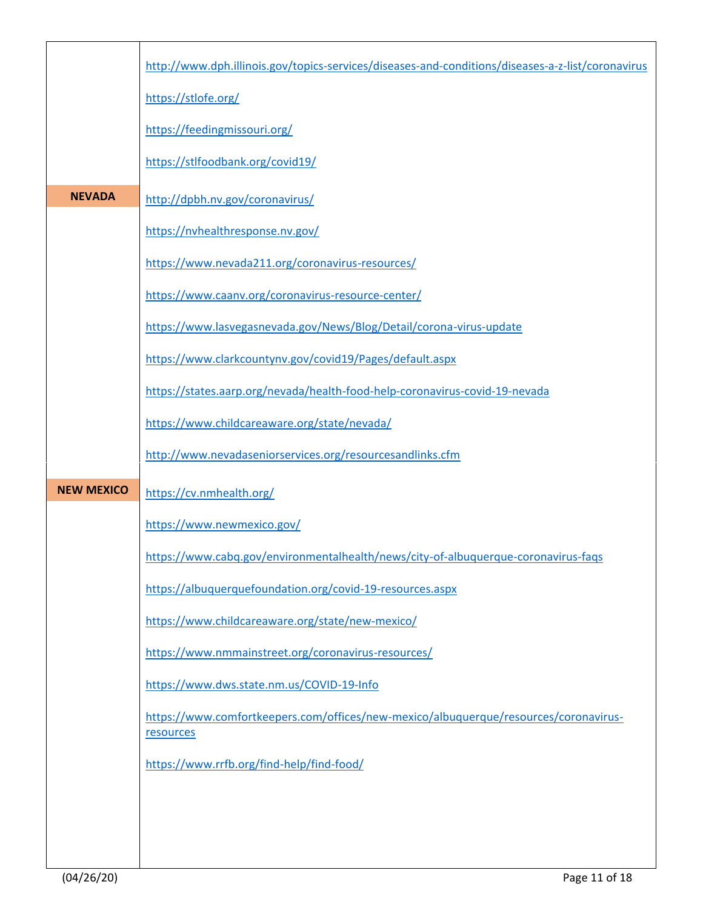| | |
|---|---|
| | http://www.dph.illinois.gov/topics-services/diseases-and-conditions/diseases-a-z-list/coronavirus |
| | https://stlofe.org/ |
| | https://feedingmissouri.org/ |
| | https://stlfoodbank.org/covid19/ |
| **NEVADA** | http://dpbh.nv.gov/coronavirus/ |
| | https://nvhealthresponse.nv.gov/ |
| | https://www.nevada211.org/coronavirus-resources/ |
| | https://www.caanv.org/coronavirus-resource-center/ |
| | https://www.lasvegasnevada.gov/News/Blog/Detail/corona-virus-update |
| | https://www.clarkcountynv.gov/covid19/Pages/default.aspx |
| | https://states.aarp.org/nevada/health-food-help-coronavirus-covid-19-nevada |
| | https://www.childcareaware.org/state/nevada/ |
| | http://www.nevadaseniorservices.org/resourcesandlinks.cfm |
| **NEW MEXICO** | https://cv.nmhealth.org/ |
| | https://www.newmexico.gov/ |
| | https://www.cabq.gov/environmentalhealth/news/city-of-albuquerque-coronavirus-faqs |
| | https://albuquerquefoundation.org/covid-19-resources.aspx |
| | https://www.childcareaware.org/state/new-mexico/ |
| | https://www.nmmainstreet.org/coronavirus-resources/ |
| | https://www.dws.state.nm.us/COVID-19-Info |
| | https://www.comfortkeepers.com/offices/new-mexico/albuquerque/resources/coronavirus-resources |
| | https://www.rrfb.org/find-help/find-food/ |

(04/26/20)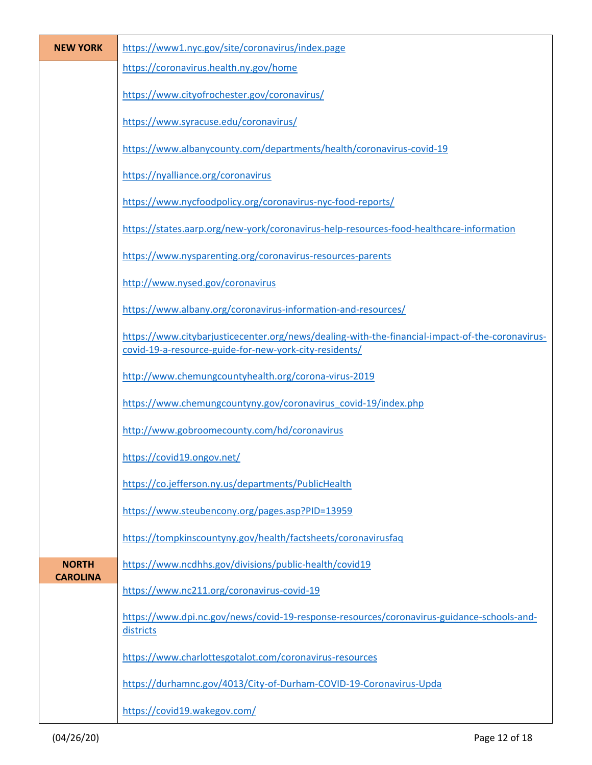| | |
|---|---|
| **NEW YORK** | https://www1.nyc.gov/site/coronavirus/index.page |
| | https://coronavirus.health.ny.gov/home |
| | https://www.cityofrochester.gov/coronavirus/ |
| | https://www.syracuse.edu/coronavirus/ |
| | https://www.albanycounty.com/departments/health/coronavirus-covid-19 |
| | https://nyalliance.org/coronavirus |
| | https://www.nycfoodpolicy.org/coronavirus-nyc-food-reports/ |
| | https://states.aarp.org/new-york/coronavirus-help-resources-food-healthcare-information |
| | https://www.nysparenting.org/coronavirus-resources-parents |
| | http://www.nysed.gov/coronavirus |
| | https://www.albany.org/coronavirus-information-and-resources/ |
| | https://www.citybarjusticecenter.org/news/dealing-with-the-financial-impact-of-the-coronavirus-covid-19-a-resource-guide-for-new-york-city-residents/ |
| | http://www.chemungcountyhealth.org/corona-virus-2019 |
| | https://www.chemungcountyny.gov/coronavirus_covid-19/index.php |
| | http://www.gobroomecounty.com/hd/coronavirus |
| | https://covid19.ongov.net/ |
| | https://co.jefferson.ny.us/departments/PublicHealth |
| | https://www.steubencony.org/pages.asp?PID=13959 |
| | https://tompkinscountyny.gov/health/factsheets/coronavirusfaq |
| **NORTH CAROLINA** | https://www.ncdhhs.gov/divisions/public-health/covid19 |
| | https://www.nc211.org/coronavirus-covid-19 |
| | https://www.dpi.nc.gov/news/covid-19-response-resources/coronavirus-guidance-schools-and-districts |
| | https://www.charlottesgotalot.com/coronavirus-resources |
| | https://durhamnc.gov/4013/City-of-Durham-COVID-19-Coronavirus-Upda |
| | https://covid19.wakegov.com/ |

(04/26/20)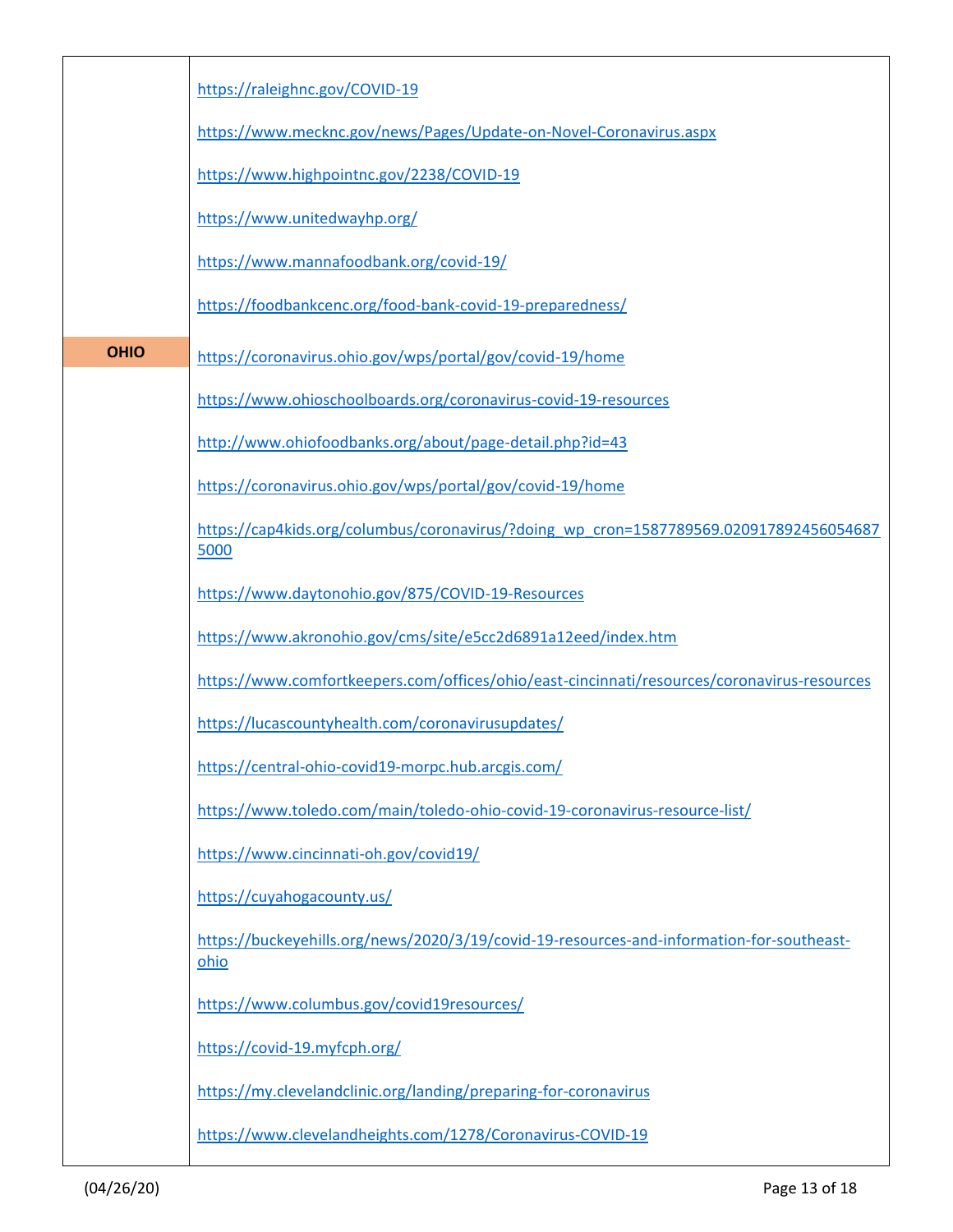| | |
|---|---|
| | https://raleighnc.gov/COVID-19<br><br>https://www.mecknc.gov/news/Pages/Update-on-Novel-Coronavirus.aspx<br><br>https://www.highpointnc.gov/2238/COVID-19<br><br>https://www.unitedwayhp.org/<br><br>https://www.mannafoodbank.org/covid-19/<br><br>https://foodbankcenc.org/food-bank-covid-19-preparedness/ |
| **OHIO** | https://coronavirus.ohio.gov/wps/portal/gov/covid-19/home<br><br>https://www.ohioschoolboards.org/coronavirus-covid-19-resources<br><br>http://www.ohiofoodbanks.org/about/page-detail.php?id=43<br><br>https://coronavirus.ohio.gov/wps/portal/gov/covid-19/home<br><br>https://cap4kids.org/columbus/coronavirus/?doing_wp_cron=1587789569.0209178924560546875000<br><br>https://www.daytonohio.gov/875/COVID-19-Resources<br><br>https://www.akronohio.gov/cms/site/e5cc2d6891a12eed/index.htm<br><br>https://www.comfortkeepers.com/offices/ohio/east-cincinnati/resources/coronavirus-resources<br><br>https://lucascountyhealth.com/coronavirusupdates/<br><br>https://central-ohio-covid19-morpc.hub.arcgis.com/<br><br>https://www.toledo.com/main/toledo-ohio-covid-19-coronavirus-resource-list/<br><br>https://www.cincinnati-oh.gov/covid19/<br><br>https://cuyahogacounty.us/<br><br>https://buckeyehills.org/news/2020/3/19/covid-19-resources-and-information-for-southeast-ohio<br><br>https://www.columbus.gov/covid19resources/<br><br>https://covid-19.myfcph.org/<br><br>https://my.clevelandclinic.org/landing/preparing-for-coronavirus<br><br>https://www.clevelandheights.com/1278/Coronavirus-COVID-19 |

(04/26/20)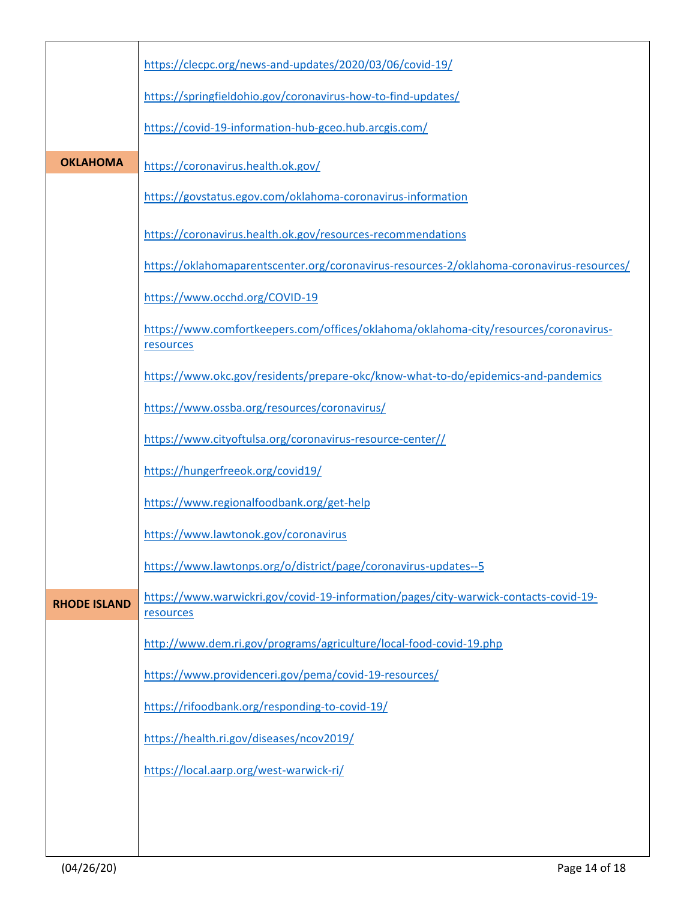| | |
|---|---|
| | https://clecpc.org/news-and-updates/2020/03/06/covid-19/ |
| | https://springfieldohio.gov/coronavirus-how-to-find-updates/ |
| | https://covid-19-information-hub-gceo.hub.arcgis.com/ |
| **OKLAHOMA** | https://coronavirus.health.ok.gov/ |
| | https://govstatus.egov.com/oklahoma-coronavirus-information |
| | https://coronavirus.health.ok.gov/resources-recommendations |
| | https://oklahomaparentscenter.org/coronavirus-resources-2/oklahoma-coronavirus-resources/ |
| | https://www.occhd.org/COVID-19 |
| | https://www.comfortkeepers.com/offices/oklahoma/oklahoma-city/resources/coronavirus-resources |
| | https://www.okc.gov/residents/prepare-okc/know-what-to-do/epidemics-and-pandemics |
| | https://www.ossba.org/resources/coronavirus/ |
| | https://www.cityoftulsa.org/coronavirus-resource-center// |
| | https://hungerfreeok.org/covid19/ |
| | https://www.regionalfoodbank.org/get-help |
| | https://www.lawtonok.gov/coronavirus |
| | https://www.lawtonps.org/o/district/page/coronavirus-updates--5 |
| **RHODE ISLAND** | https://www.warwickri.gov/covid-19-information/pages/city-warwick-contacts-covid-19-resources |
| | http://www.dem.ri.gov/programs/agriculture/local-food-covid-19.php |
| | https://www.providenceri.gov/pema/covid-19-resources/ |
| | https://rifoodbank.org/responding-to-covid-19/ |
| | https://health.ri.gov/diseases/ncov2019/ |
| | https://local.aarp.org/west-warwick-ri/ |

(04/26/20)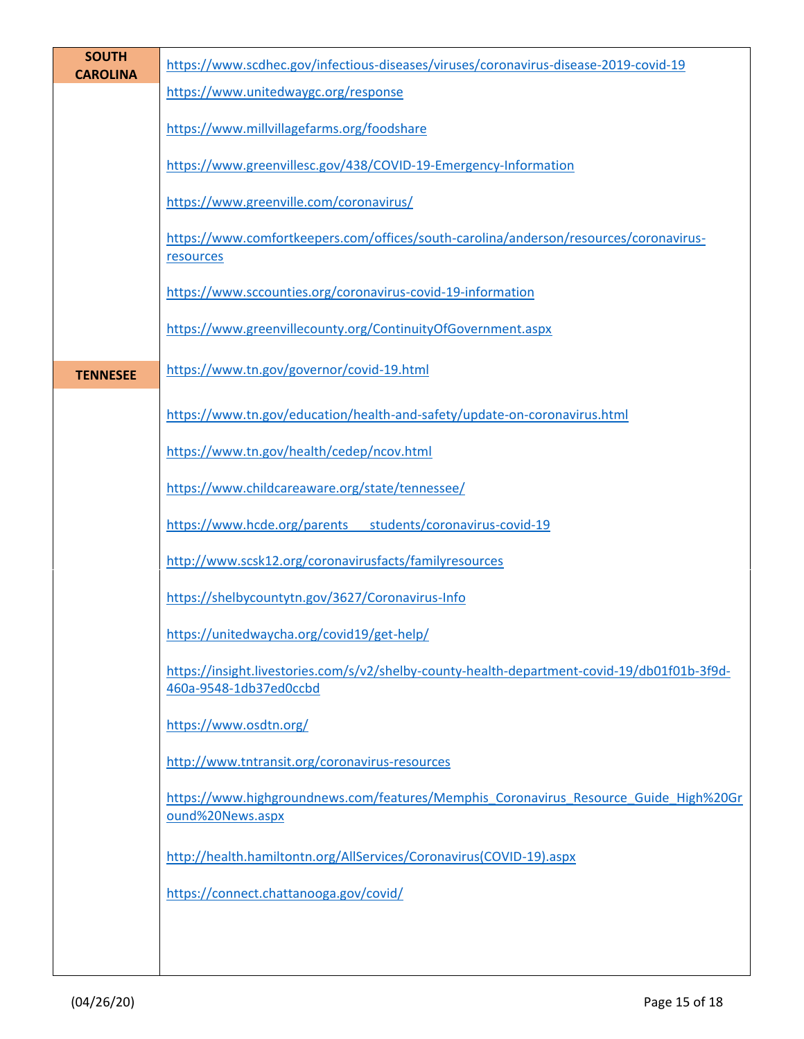| | |
|---|---|
| **SOUTH CAROLINA** | https://www.scdhec.gov/infectious-diseases/viruses/coronavirus-disease-2019-covid-19 |
| | https://www.unitedwaygc.org/response |
| | https://www.millvillagefarms.org/foodshare |
| | https://www.greenvillesc.gov/438/COVID-19-Emergency-Information |
| | https://www.greenville.com/coronavirus/ |
| | https://www.comfortkeepers.com/offices/south-carolina/anderson/resources/coronavirus-resources |
| | https://www.sccounties.org/coronavirus-covid-19-information |
| | https://www.greenvillecounty.org/ContinuityOfGovernment.aspx |
| **TENNESEE** | https://www.tn.gov/governor/covid-19.html |
| | https://www.tn.gov/education/health-and-safety/update-on-coronavirus.html |
| | https://www.tn.gov/health/cedep/ncov.html |
| | https://www.childcareaware.org/state/tennessee/ |
| | https://www.hcde.org/parents___students/coronavirus-covid-19 |
| | http://www.scsk12.org/coronavirusfacts/familyresources |
| | https://shelbycountytn.gov/3627/Coronavirus-Info |
| | https://unitedwaycha.org/covid19/get-help/ |
| | https://insight.livestories.com/s/v2/shelby-county-health-department-covid-19/db01f01b-3f9d-460a-9548-1db37ed0ccbd |
| | https://www.osdtn.org/ |
| | http://www.tntransit.org/coronavirus-resources |
| | https://www.highgroundnews.com/features/Memphis_Coronavirus_Resource_Guide_High%20Ground%20News.aspx |
| | http://health.hamiltontn.org/AllServices/Coronavirus(COVID-19).aspx |
| | https://connect.chattanooga.gov/covid/ |

(04/26/20)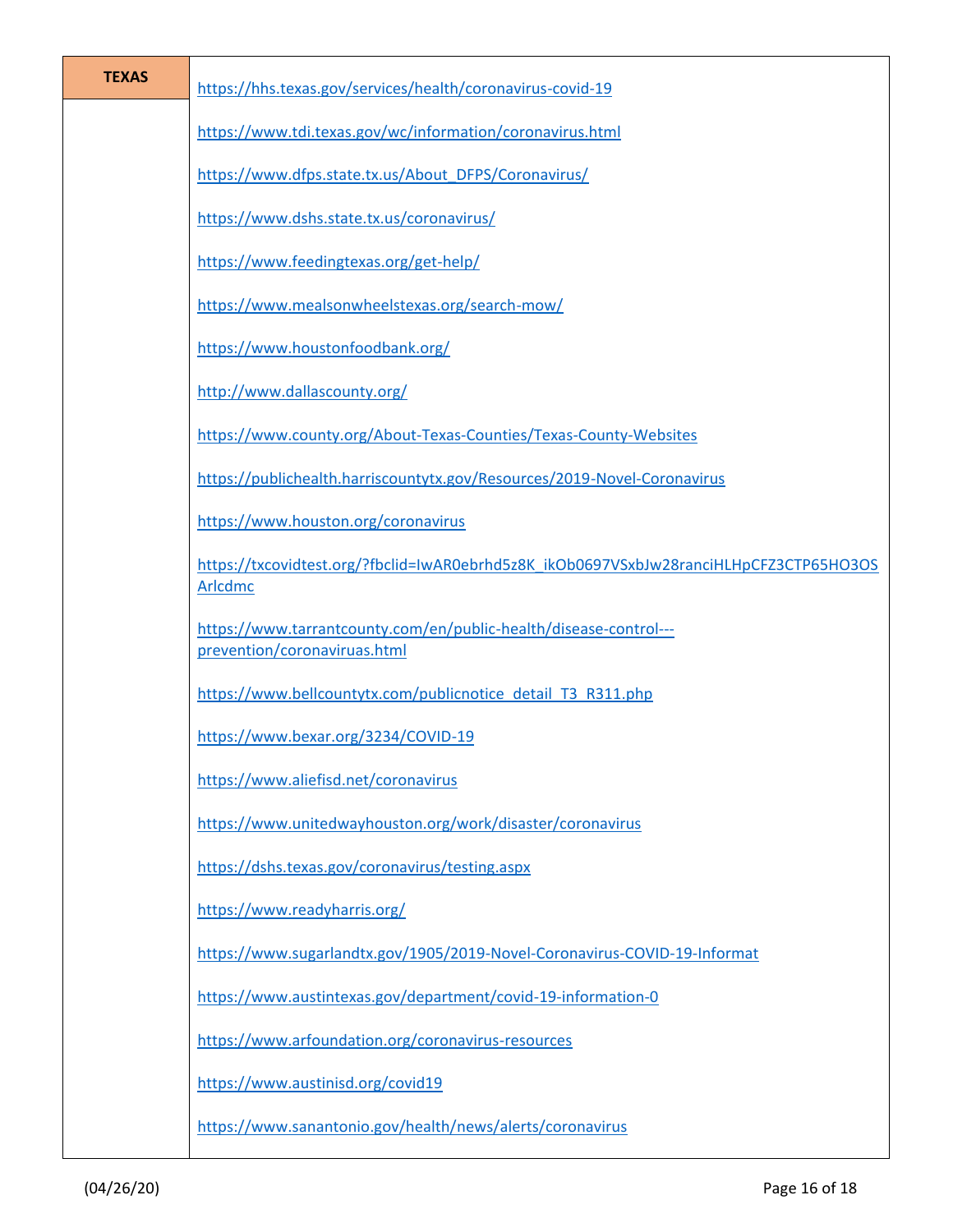| TEXAS | |
|---|---|
| | https://hhs.texas.gov/services/health/coronavirus-covid-19<br><br>https://www.tdi.texas.gov/wc/information/coronavirus.html<br><br>https://www.dfps.state.tx.us/About_DFPS/Coronavirus/<br><br>https://www.dshs.state.tx.us/coronavirus/<br><br>https://www.feedingtexas.org/get-help/<br><br>https://www.mealsonwheelstexas.org/search-mow/<br><br>https://www.houstonfoodbank.org/<br><br>http://www.dallascounty.org/<br><br>https://www.county.org/About-Texas-Counties/Texas-County-Websites<br><br>https://publichealth.harriscountytx.gov/Resources/2019-Novel-Coronavirus<br><br>https://www.houston.org/coronavirus<br><br>https://txcovidtest.org/?fbclid=IwAR0ebrhd5z8K_ikOb0697VSxbJw28ranciHLHpCFZ3CTP65HO3OSArlcdmc<br><br>https://www.tarrantcounty.com/en/public-health/disease-control---prevention/coronaviruas.html<br><br>https://www.bellcountytx.com/publicnotice_detail_T3_R311.php<br><br>https://www.bexar.org/3234/COVID-19<br><br>https://www.aliefisd.net/coronavirus<br><br>https://www.unitedwayhouston.org/work/disaster/coronavirus<br><br>https://dshs.texas.gov/coronavirus/testing.aspx<br><br>https://www.readyharris.org/<br><br>https://www.sugarlandtx.gov/1905/2019-Novel-Coronavirus-COVID-19-Informat<br><br>https://www.austintexas.gov/department/covid-19-information-0<br><br>https://www.arfoundation.org/coronavirus-resources<br><br>https://www.austinisd.org/covid19<br><br>https://www.sanantonio.gov/health/news/alerts/coronavirus |

(04/26/20)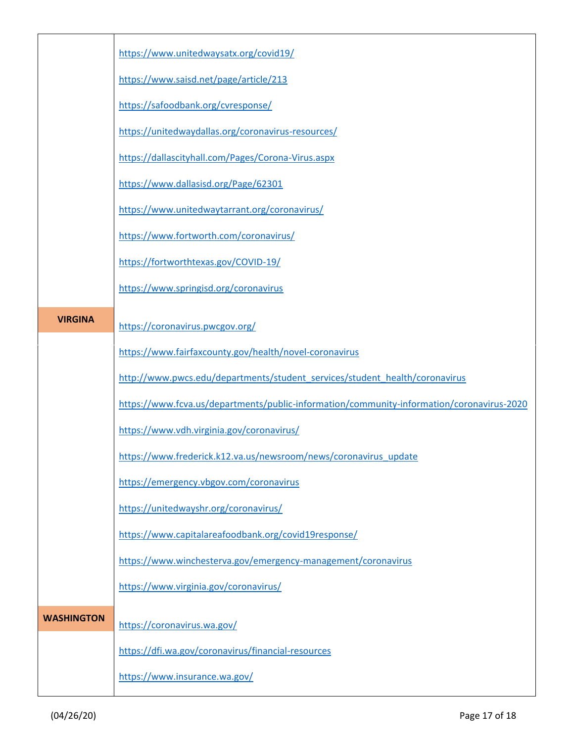| | |
|---|---|
| | https://www.unitedwaysatx.org/covid19/ |
| | https://www.saisd.net/page/article/213 |
| | https://safoodbank.org/cvresponse/ |
| | https://unitedwaydallas.org/coronavirus-resources/ |
| | https://dallascityhall.com/Pages/Corona-Virus.aspx |
| | https://www.dallasisd.org/Page/62301 |
| | https://www.unitedwaytarrant.org/coronavirus/ |
| | https://www.fortworth.com/coronavirus/ |
| | https://fortworthtexas.gov/COVID-19/ |
| | https://www.springisd.org/coronavirus |
| **VIRGINA** | https://coronavirus.pwcgov.org/ |
| | https://www.fairfaxcounty.gov/health/novel-coronavirus |
| | http://www.pwcs.edu/departments/student_services/student_health/coronavirus |
| | https://www.fcva.us/departments/public-information/community-information/coronavirus-2020 |
| | https://www.vdh.virginia.gov/coronavirus/ |
| | https://www.frederick.k12.va.us/newsroom/news/coronavirus_update |
| | https://emergency.vbgov.com/coronavirus |
| | https://unitedwayshr.org/coronavirus/ |
| | https://www.capitalareafoodbank.org/covid19response/ |
| | https://www.winchesterva.gov/emergency-management/coronavirus |
| | https://www.virginia.gov/coronavirus/ |
| **WASHINGTON** | https://coronavirus.wa.gov/ |
| | https://dfi.wa.gov/coronavirus/financial-resources |
| | https://www.insurance.wa.gov/ |

(04/26/20)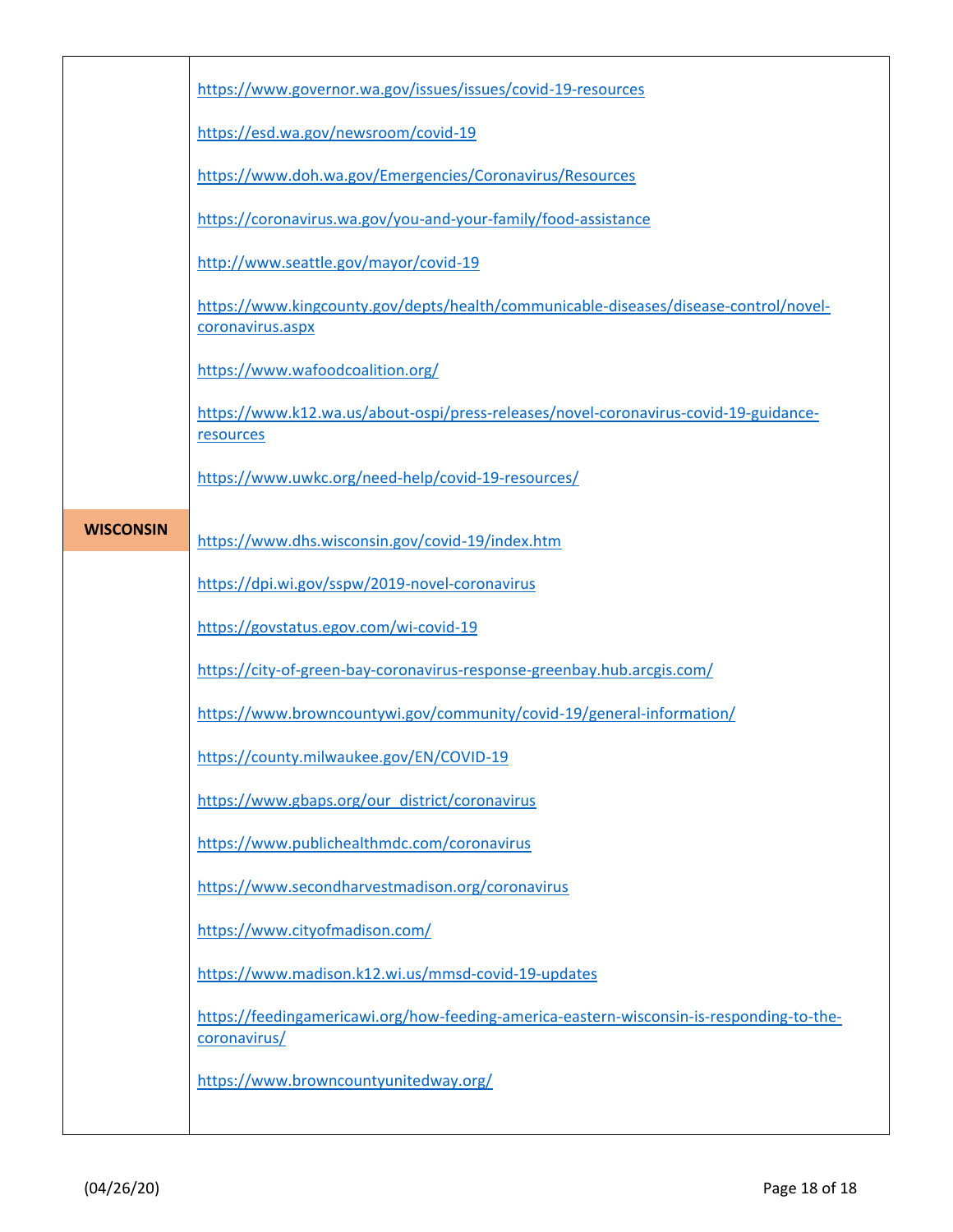| | |
|---|---|
| | https://www.governor.wa.gov/issues/issues/covid-19-resources<br><br>https://esd.wa.gov/newsroom/covid-19<br><br>https://www.doh.wa.gov/Emergencies/Coronavirus/Resources<br><br>https://coronavirus.wa.gov/you-and-your-family/food-assistance<br><br>http://www.seattle.gov/mayor/covid-19<br><br>https://www.kingcounty.gov/depts/health/communicable-diseases/disease-control/novel-coronavirus.aspx<br><br>https://www.wafoodcoalition.org/<br><br>https://www.k12.wa.us/about-ospi/press-releases/novel-coronavirus-covid-19-guidance-resources<br><br>https://www.uwkc.org/need-help/covid-19-resources/ |
| **WISCONSIN** | https://www.dhs.wisconsin.gov/covid-19/index.htm<br><br>https://dpi.wi.gov/sspw/2019-novel-coronavirus<br><br>https://govstatus.egov.com/wi-covid-19<br><br>https://city-of-green-bay-coronavirus-response-greenbay.hub.arcgis.com/<br><br>https://www.browncountywi.gov/community/covid-19/general-information/<br><br>https://county.milwaukee.gov/EN/COVID-19<br><br>https://www.gbaps.org/our_district/coronavirus<br><br>https://www.publichealthmdc.com/coronavirus<br><br>https://www.secondharvestmadison.org/coronavirus<br><br>https://www.cityofmadison.com/<br><br>https://www.madison.k12.wi.us/mmsd-covid-19-updates<br><br>https://feedingamericawi.org/how-feeding-america-eastern-wisconsin-is-responding-to-the-coronavirus/<br><br>https://www.browncountyunitedway.org/ |

(04/26/20)